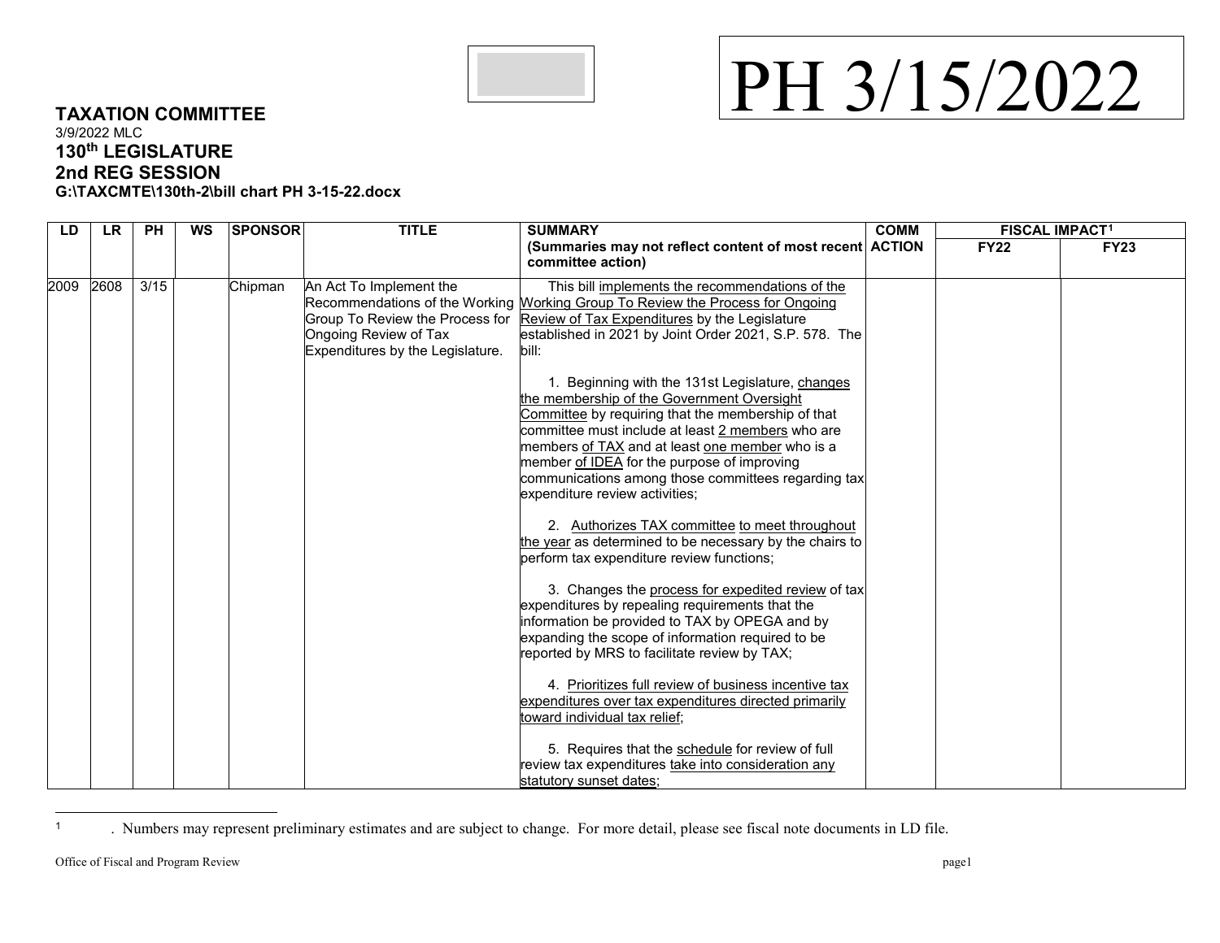PH 3/15/2022

**TAXATION COMMITTEE**
3/9/2022 MLC
**130th LEGISLATURE**
**2nd REG SESSION**
**G:\TAXCMTE\130th-2\bill chart PH 3-15-22.docx**

| LD | LR | PH | WS | SPONSOR | TITLE | SUMMARY (Summaries may not reflect content of most recent committee action) | COMM ACTION | FISCAL IMPACT[1] | |
|---|---|---|---|---|---|---|---|---|---|
| | | | | | | | | FY22 | FY23 |
| 2009 | 2608 | 3/15 | | Chipman | An Act To Implement the Recommendations of the Working Group To Review the Process for Ongoing Review of Tax Expenditures by the Legislature. | This bill implements the recommendations of the Working Group To Review the Process for Ongoing Review of Tax Expenditures by the Legislature established in 2021 by Joint Order 2021, S.P. 578. The bill:<br><br>1. Beginning with the 131st Legislature, changes the membership of the Government Oversight Committee by requiring that the membership of that committee must include at least 2 members who are members of TAX and at least one member who is a member of IDEA for the purpose of improving communications among those committees regarding tax expenditure review activities;<br><br>2. Authorizes TAX committee to meet throughout the year as determined to be necessary by the chairs to perform tax expenditure review functions;<br><br>3. Changes the process for expedited review of tax expenditures by repealing requirements that the information be provided to TAX by OPEGA and by expanding the scope of information required to be reported by MRS to facilitate review by TAX;<br><br>4. Prioritizes full review of business incentive tax expenditures over tax expenditures directed primarily toward individual tax relief;<br><br>5. Requires that the schedule for review of full review tax expenditures take into consideration any statutory sunset dates; | | | |

[1] . Numbers may represent preliminary estimates and are subject to change. For more detail, please see fiscal note documents in LD file.

Office of Fiscal and Program Review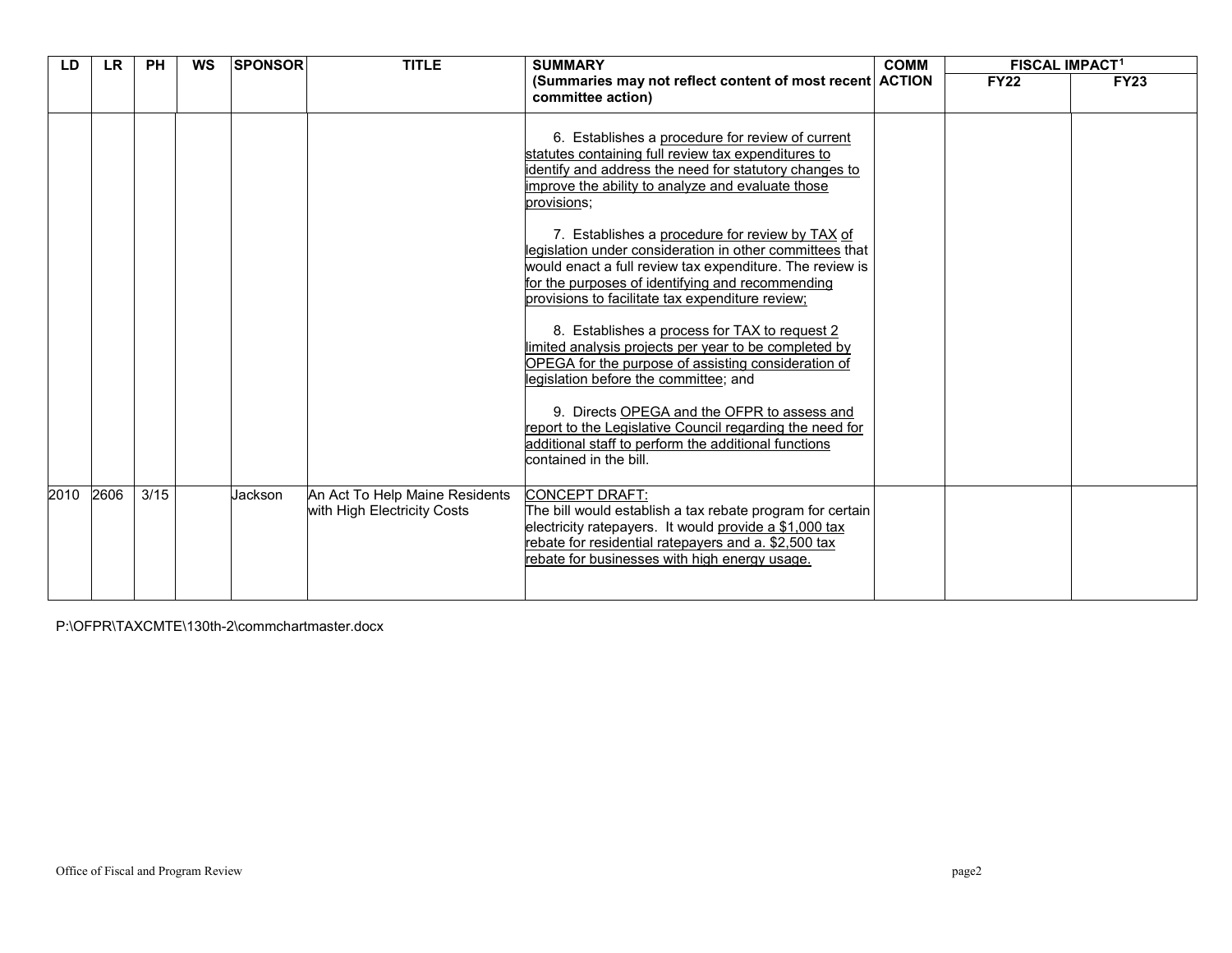| LD | LR | PH | WS | SPONSOR | TITLE | SUMMARY (Summaries may not reflect content of most recent committee action) | COMM ACTION | FISCAL IMPACT[1] | |
|---|---|---|---|---|---|---|---|---|---|
| | | | | | | | | FY22 | FY23 |
| | | | | | | 6. Establishes a procedure for review of current statutes containing full review tax expenditures to identify and address the need for statutory changes to improve the ability to analyze and evaluate those provisions;<br><br>7. Establishes a procedure for review by TAX of legislation under consideration in other committees that would enact a full review tax expenditure. The review is for the purposes of identifying and recommending provisions to facilitate tax expenditure review;<br><br>8. Establishes a process for TAX to request 2 limited analysis projects per year to be completed by OPEGA for the purpose of assisting consideration of legislation before the committee; and<br><br>9. Directs OPEGA and the OFPR to assess and report to the Legislative Council regarding the need for additional staff to perform the additional functions contained in the bill. | | | |
| 2010 | 2606 | 3/15 | | Jackson | An Act To Help Maine Residents with High Electricity Costs | CONCEPT DRAFT:<br>The bill would establish a tax rebate program for certain electricity ratepayers. It would provide a $1,000 tax rebate for residential ratepayers and a. $2,500 tax rebate for businesses with high energy usage. | | | |

P:\OFPR\TAXCMTE\130th-2\commchartmaster.docx